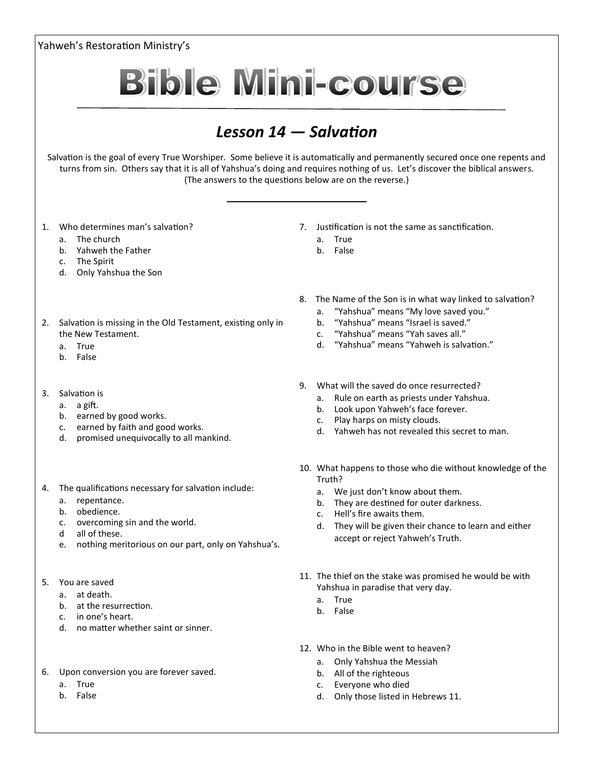Yahweh's Restoration Ministry's

# Bible Mini-course

## *Lesson 14 — Salvation*

Salvation is the goal of every True Worshiper. Some believe it is automatically and permanently secured once one repents and turns from sin. Others say that it is all of Yahshua's doing and requires nothing of us. Let's discover the biblical answers. (The answers to the questions below are on the reverse.)

---

1. Who determines man's salvation?
   a. The church
   b. Yahweh the Father
   c. The Spirit
   d. Only Yahshua the Son

2. Salvation is missing in the Old Testament, existing only in the New Testament.
   a. True
   b. False

3. Salvation is
   a. a gift.
   b. earned by good works.
   c. earned by faith and good works.
   d. promised unequivocally to all mankind.

4. The qualifications necessary for salvation include:
   a. repentance.
   b. obedience.
   c. overcoming sin and the world.
   d all of these.
   e. nothing meritorious on our part, only on Yahshua's.

5. You are saved
   a. at death.
   b. at the resurrection.
   c. in one's heart.
   d. no matter whether saint or sinner.

6. Upon conversion you are forever saved.
   a. True
   b. False

7. Justification is not the same as sanctification.
   a. True
   b. False

8. The Name of the Son is in what way linked to salvation?
   a. "Yahshua" means "My love saved you."
   b. "Yahshua" means "Israel is saved."
   c. "Yahshua" means "Yah saves all."
   d. "Yahshua" means "Yahweh is salvation."

9. What will the saved do once resurrected?
   a. Rule on earth as priests under Yahshua.
   b. Look upon Yahweh's face forever.
   c. Play harps on misty clouds.
   d. Yahweh has not revealed this secret to man.

10. What happens to those who die without knowledge of the Truth?
    a. We just don't know about them.
    b. They are destined for outer darkness.
    c. Hell's fire awaits them.
    d. They will be given their chance to learn and either accept or reject Yahweh's Truth.

11. The thief on the stake was promised he would be with Yahshua in paradise that very day.
    a. True
    b. False

12. Who in the Bible went to heaven?
    a. Only Yahshua the Messiah
    b. All of the righteous
    c. Everyone who died
    d. Only those listed in Hebrews 11.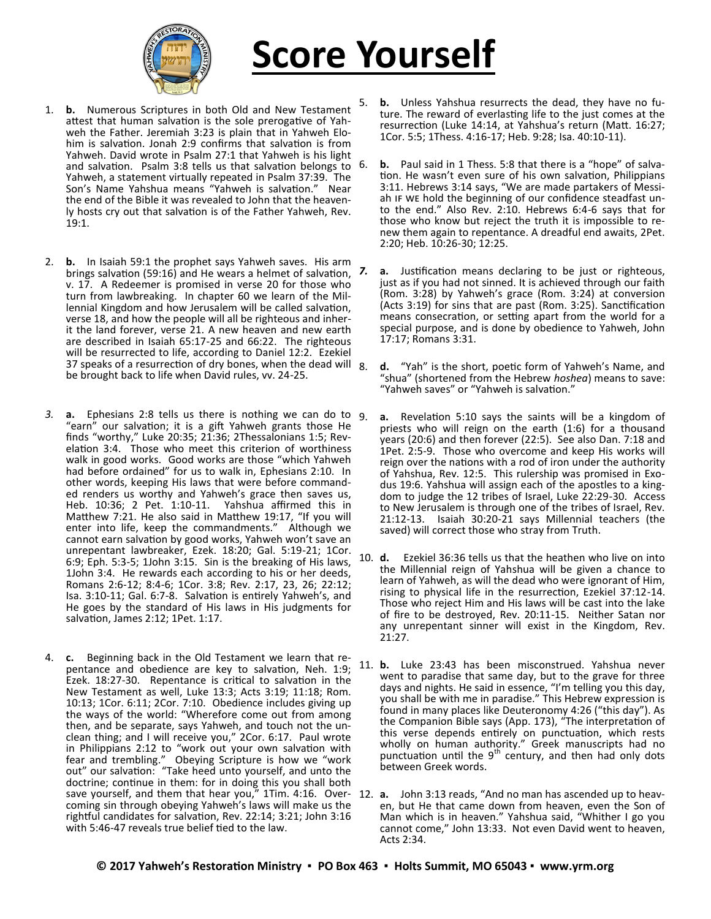# Score Yourself

1. **b.** Numerous Scriptures in both Old and New Testament attest that human salvation is the sole prerogative of Yahweh the Father. Jeremiah 3:23 is plain that in Yahweh Elohim is salvation. Jonah 2:9 confirms that salvation is from Yahweh. David wrote in Psalm 27:1 that Yahweh is his light and salvation. Psalm 3:8 tells us that salvation belongs to Yahweh, a statement virtually repeated in Psalm 37:39. The Son's Name Yahshua means "Yahweh is salvation." Near the end of the Bible it was revealed to John that the heavenly hosts cry out that salvation is of the Father Yahweh, Rev. 19:1.

2. **b.** In Isaiah 59:1 the prophet says Yahweh saves. His arm brings salvation (59:16) and He wears a helmet of salvation, v. 17. A Redeemer is promised in verse 20 for those who turn from lawbreaking. In chapter 60 we learn of the Millennial Kingdom and how Jerusalem will be called salvation, verse 18, and how the people will all be righteous and inherit the land forever, verse 21. A new heaven and new earth are described in Isaiah 65:17-25 and 66:22. The righteous will be resurrected to life, according to Daniel 12:2. Ezekiel 37 speaks of a resurrection of dry bones, when the dead will be brought back to life when David rules, vv. 24-25.

3. **a.** Ephesians 2:8 tells us there is nothing we can do to "earn" our salvation; it is a gift Yahweh grants those He finds "worthy," Luke 20:35; 21:36; 2Thessalonians 1:5; Revelation 3:4. Those who meet this criterion of worthiness walk in good works. Good works are those "which Yahweh had before ordained" for us to walk in, Ephesians 2:10. In other words, keeping His laws that were before commanded renders us worthy and Yahweh's grace then saves us, Heb. 10:36; 2 Pet. 1:10-11. Yahshua affirmed this in Matthew 7:21. He also said in Matthew 19:17, "If you will enter into life, keep the commandments." Although we cannot earn salvation by good works, Yahweh won't save an unrepentant lawbreaker, Ezek. 18:20; Gal. 5:19-21; 1Cor. 6:9; Eph. 5:3-5; 1John 3:15. Sin is the breaking of His laws, 1John 3:4. He rewards each according to his or her deeds, Romans 2:6-12; 8:4-6; 1Cor. 3:8; Rev. 2:17, 23, 26; 22:12; Isa. 3:10-11; Gal. 6:7-8. Salvation is entirely Yahweh's, and He goes by the standard of His laws in His judgments for salvation, James 2:12; 1Pet. 1:17.

4. **c.** Beginning back in the Old Testament we learn that repentance and obedience are key to salvation, Neh. 1:9; Ezek. 18:27-30. Repentance is critical to salvation in the New Testament as well, Luke 13:3; Acts 3:19; 11:18; Rom. 10:13; 1Cor. 6:11; 2Cor. 7:10. Obedience includes giving up the ways of the world: "Wherefore come out from among then, and be separate, says Yahweh, and touch not the unclean thing; and I will receive you," 2Cor. 6:17. Paul wrote in Philippians 2:12 to "work out your own salvation with fear and trembling." Obeying Scripture is how we "work out" our salvation: "Take heed unto yourself, and unto the doctrine; continue in them: for in doing this you shall both save yourself, and them that hear you," 1Tim. 4:16. Overcoming sin through obeying Yahweh's laws will make us the rightful candidates for salvation, Rev. 22:14; 3:21; John 3:16 with 5:46-47 reveals true belief tied to the law.

5. **b.** Unless Yahshua resurrects the dead, they have no future. The reward of everlasting life to the just comes at the resurrection (Luke 14:14, at Yahshua's return (Matt. 16:27; 1Cor. 5:5; 1Thess. 4:16-17; Heb. 9:28; Isa. 40:10-11).

6. **b.** Paul said in 1 Thess. 5:8 that there is a "hope" of salvation. He wasn't even sure of his own salvation, Philippians 3:11. Hebrews 3:14 says, "We are made partakers of Messiah IF WE hold the beginning of our confidence steadfast unto the end." Also Rev. 2:10. Hebrews 6:4-6 says that for those who know but reject the truth it is impossible to renew them again to repentance. A dreadful end awaits, 2Pet. 2:20; Heb. 10:26-30; 12:25.

7. **a.** Justification means declaring to be just or righteous, just as if you had not sinned. It is achieved through our faith (Rom. 3:28) by Yahweh's grace (Rom. 3:24) at conversion (Acts 3:19) for sins that are past (Rom. 3:25). Sanctification means consecration, or setting apart from the world for a special purpose, and is done by obedience to Yahweh, John 17:17; Romans 3:31.

8. **d.** "Yah" is the short, poetic form of Yahweh's Name, and "shua" (shortened from the Hebrew *hoshea*) means to save: "Yahweh saves" or "Yahweh is salvation."

9. **a.** Revelation 5:10 says the saints will be a kingdom of priests who will reign on the earth (1:6) for a thousand years (20:6) and then forever (22:5). See also Dan. 7:18 and 1Pet. 2:5-9. Those who overcome and keep His works will reign over the nations with a rod of iron under the authority of Yahshua, Rev. 12:5. This rulership was promised in Exodus 19:6. Yahshua will assign each of the apostles to a kingdom to judge the 12 tribes of Israel, Luke 22:29-30. Access to New Jerusalem is through one of the tribes of Israel, Rev. 21:12-13. Isaiah 30:20-21 says Millennial teachers (the saved) will correct those who stray from Truth.

10. **d.** Ezekiel 36:36 tells us that the heathen who live on into the Millennial reign of Yahshua will be given a chance to learn of Yahweh, as will the dead who were ignorant of Him, rising to physical life in the resurrection, Ezekiel 37:12-14. Those who reject Him and His laws will be cast into the lake of fire to be destroyed, Rev. 20:11-15. Neither Satan nor any unrepentant sinner will exist in the Kingdom, Rev. 21:27.

11. **b.** Luke 23:43 has been misconstrued. Yahshua never went to paradise that same day, but to the grave for three days and nights. He said in essence, "I'm telling you this day, you shall be with me in paradise." This Hebrew expression is found in many places like Deuteronomy 4:26 ("this day"). As the Companion Bible says (App. 173), "The interpretation of this verse depends entirely on punctuation, which rests wholly on human authority." Greek manuscripts had no punctuation until the 9th century, and then had only dots between Greek words.

12. **a.** John 3:13 reads, "And no man has ascended up to heaven, but He that came down from heaven, even the Son of Man which is in heaven." Yahshua said, "Whither I go you cannot come," John 13:33. Not even David went to heaven, Acts 2:34.

**© 2017 Yahweh's Restoration Ministry ▪ PO Box 463 ▪ Holts Summit, MO 65043 ▪ www.yrm.org**